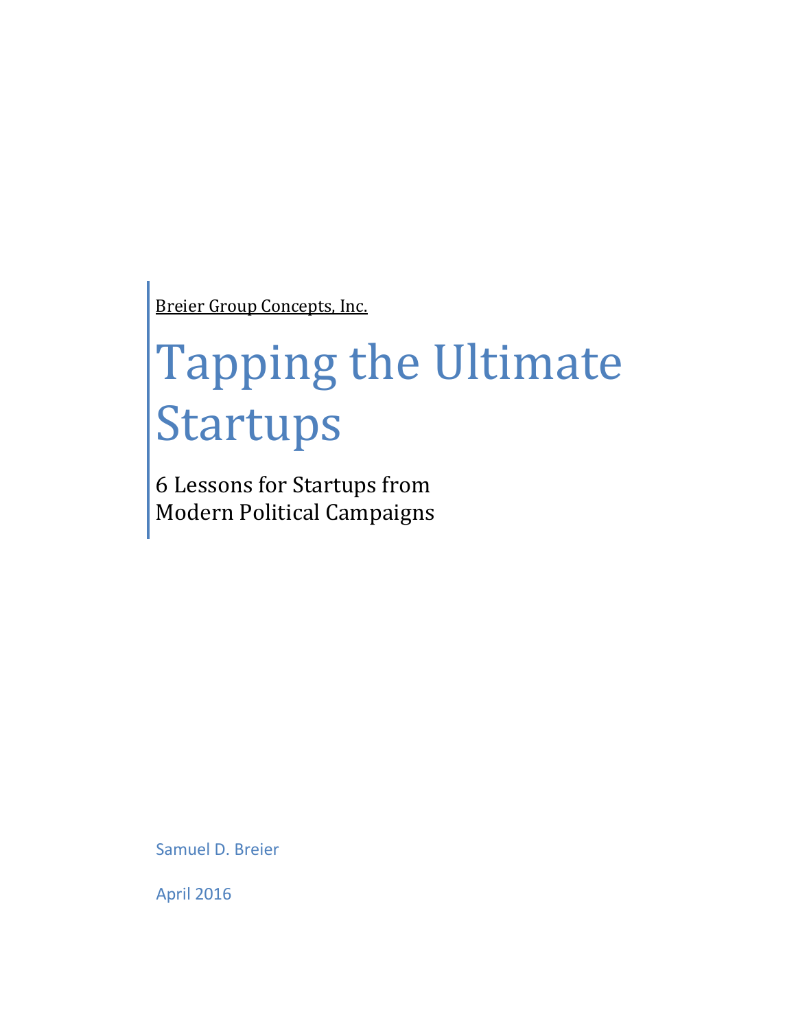Breier Group Concepts, Inc.

# Tapping the Ultimate Startups

## 6 Lessons for Startups from Modern Political Campaigns

Samuel D. Breier

April 2016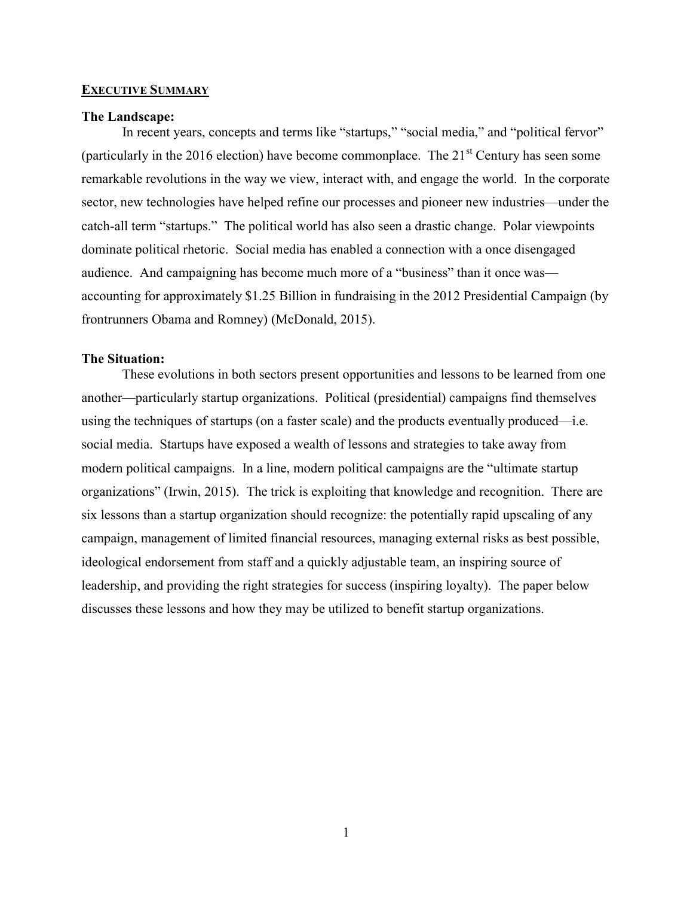## EXECUTIVE SUMMARY

### The Landscape:

In recent years, concepts and terms like "startups," "social media," and "political fervor" (particularly in the 2016 election) have become commonplace. The 21st Century has seen some remarkable revolutions in the way we view, interact with, and engage the world. In the corporate sector, new technologies have helped refine our processes and pioneer new industries—under the catch-all term "startups." The political world has also seen a drastic change. Polar viewpoints dominate political rhetoric. Social media has enabled a connection with a once disengaged audience. And campaigning has become much more of a "business" than it once was—accounting for approximately $1.25 Billion in fundraising in the 2012 Presidential Campaign (by frontrunners Obama and Romney) (McDonald, 2015).

### The Situation:

These evolutions in both sectors present opportunities and lessons to be learned from one another—particularly startup organizations. Political (presidential) campaigns find themselves using the techniques of startups (on a faster scale) and the products eventually produced—i.e. social media. Startups have exposed a wealth of lessons and strategies to take away from modern political campaigns. In a line, modern political campaigns are the "ultimate startup organizations" (Irwin, 2015). The trick is exploiting that knowledge and recognition. There are six lessons than a startup organization should recognize: the potentially rapid upscaling of any campaign, management of limited financial resources, managing external risks as best possible, ideological endorsement from staff and a quickly adjustable team, an inspiring source of leadership, and providing the right strategies for success (inspiring loyalty). The paper below discusses these lessons and how they may be utilized to benefit startup organizations.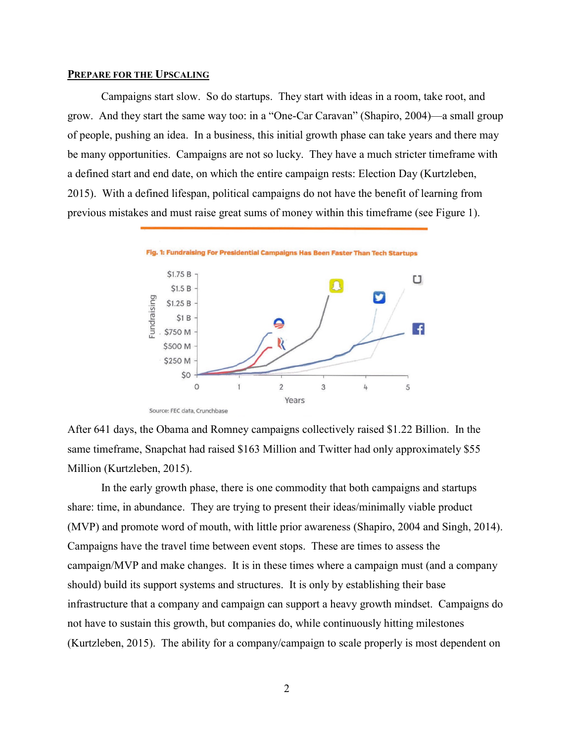## Prepare for the Upscaling

Campaigns start slow. So do startups. They start with ideas in a room, take root, and grow. And they start the same way too: in a "One-Car Caravan" (Shapiro, 2004)—a small group of people, pushing an idea. In a business, this initial growth phase can take years and there may be many opportunities. Campaigns are not so lucky. They have a much stricter timeframe with a defined start and end date, on which the entire campaign rests: Election Day (Kurtzleben, 2015). With a defined lifespan, political campaigns do not have the benefit of learning from previous mistakes and must raise great sums of money within this timeframe (see Figure 1).

Fig. 1: Fundraising For Presidential Campaigns Has Been Faster Than Tech Startups

Source: FEC data, Crunchbase

After 641 days, the Obama and Romney campaigns collectively raised $1.22 Billion. In the same timeframe, Snapchat had raised $163 Million and Twitter had only approximately $55 Million (Kurtzleben, 2015).

In the early growth phase, there is one commodity that both campaigns and startups share: time, in abundance. They are trying to present their ideas/minimally viable product (MVP) and promote word of mouth, with little prior awareness (Shapiro, 2004 and Singh, 2014). Campaigns have the travel time between event stops. These are times to assess the campaign/MVP and make changes. It is in these times where a campaign must (and a company should) build its support systems and structures. It is only by establishing their base infrastructure that a company and campaign can support a heavy growth mindset. Campaigns do not have to sustain this growth, but companies do, while continuously hitting milestones (Kurtzleben, 2015). The ability for a company/campaign to scale properly is most dependent on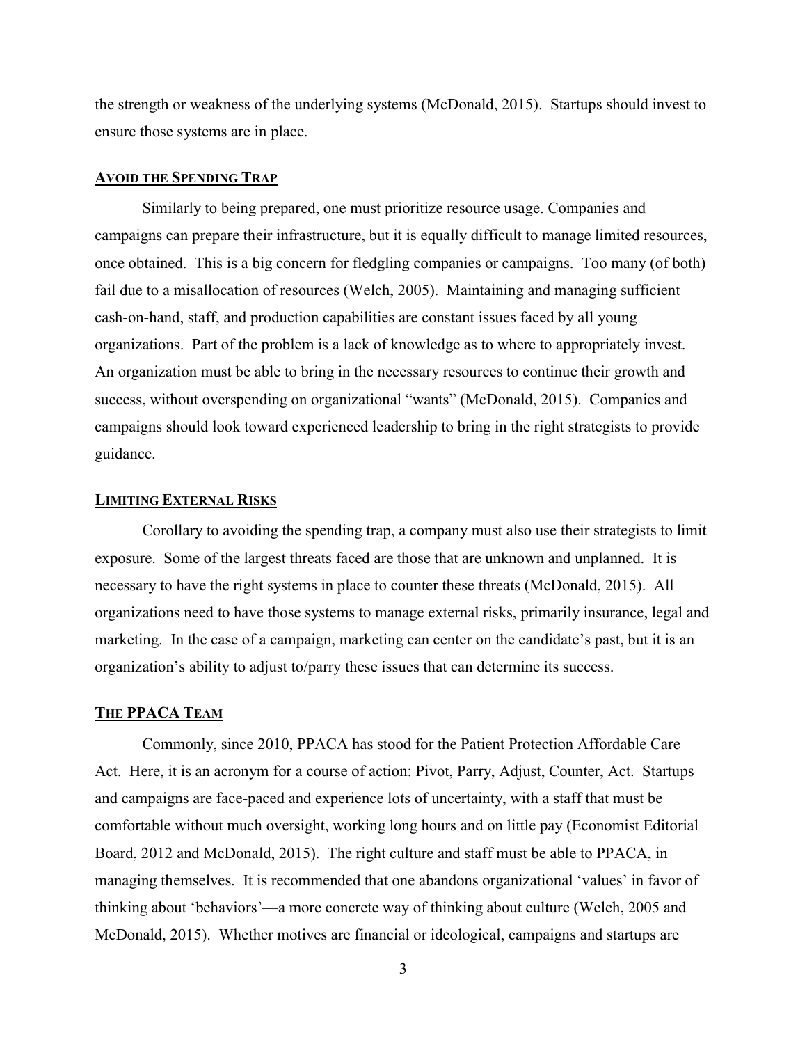the strength or weakness of the underlying systems (McDonald, 2015). Startups should invest to ensure those systems are in place.

## Avoid the Spending Trap

Similarly to being prepared, one must prioritize resource usage. Companies and campaigns can prepare their infrastructure, but it is equally difficult to manage limited resources, once obtained. This is a big concern for fledgling companies or campaigns. Too many (of both) fail due to a misallocation of resources (Welch, 2005). Maintaining and managing sufficient cash-on-hand, staff, and production capabilities are constant issues faced by all young organizations. Part of the problem is a lack of knowledge as to where to appropriately invest. An organization must be able to bring in the necessary resources to continue their growth and success, without overspending on organizational "wants" (McDonald, 2015). Companies and campaigns should look toward experienced leadership to bring in the right strategists to provide guidance.

## Limiting External Risks

Corollary to avoiding the spending trap, a company must also use their strategists to limit exposure. Some of the largest threats faced are those that are unknown and unplanned. It is necessary to have the right systems in place to counter these threats (McDonald, 2015). All organizations need to have those systems to manage external risks, primarily insurance, legal and marketing. In the case of a campaign, marketing can center on the candidate's past, but it is an organization's ability to adjust to/parry these issues that can determine its success.

## The PPACA Team

Commonly, since 2010, PPACA has stood for the Patient Protection Affordable Care Act. Here, it is an acronym for a course of action: Pivot, Parry, Adjust, Counter, Act. Startups and campaigns are face-paced and experience lots of uncertainty, with a staff that must be comfortable without much oversight, working long hours and on little pay (Economist Editorial Board, 2012 and McDonald, 2015). The right culture and staff must be able to PPACA, in managing themselves. It is recommended that one abandons organizational 'values' in favor of thinking about 'behaviors'—a more concrete way of thinking about culture (Welch, 2005 and McDonald, 2015). Whether motives are financial or ideological, campaigns and startups are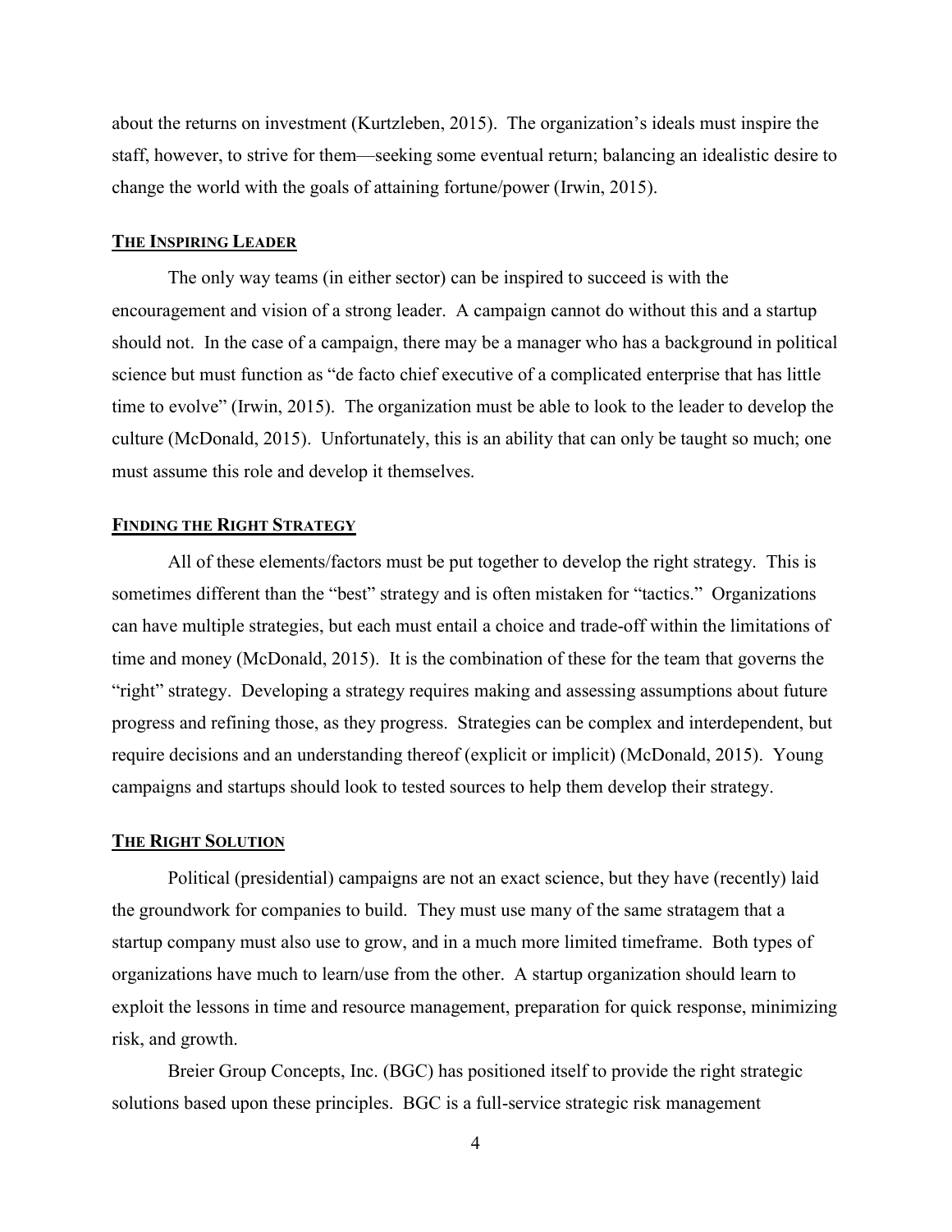about the returns on investment (Kurtzleben, 2015). The organization's ideals must inspire the staff, however, to strive for them—seeking some eventual return; balancing an idealistic desire to change the world with the goals of attaining fortune/power (Irwin, 2015).

## The Inspiring Leader

The only way teams (in either sector) can be inspired to succeed is with the encouragement and vision of a strong leader. A campaign cannot do without this and a startup should not. In the case of a campaign, there may be a manager who has a background in political science but must function as "de facto chief executive of a complicated enterprise that has little time to evolve" (Irwin, 2015). The organization must be able to look to the leader to develop the culture (McDonald, 2015). Unfortunately, this is an ability that can only be taught so much; one must assume this role and develop it themselves.

## Finding the Right Strategy

All of these elements/factors must be put together to develop the right strategy. This is sometimes different than the "best" strategy and is often mistaken for "tactics." Organizations can have multiple strategies, but each must entail a choice and trade-off within the limitations of time and money (McDonald, 2015). It is the combination of these for the team that governs the "right" strategy. Developing a strategy requires making and assessing assumptions about future progress and refining those, as they progress. Strategies can be complex and interdependent, but require decisions and an understanding thereof (explicit or implicit) (McDonald, 2015). Young campaigns and startups should look to tested sources to help them develop their strategy.

## The Right Solution

Political (presidential) campaigns are not an exact science, but they have (recently) laid the groundwork for companies to build. They must use many of the same stratagem that a startup company must also use to grow, and in a much more limited timeframe. Both types of organizations have much to learn/use from the other. A startup organization should learn to exploit the lessons in time and resource management, preparation for quick response, minimizing risk, and growth.

Breier Group Concepts, Inc. (BGC) has positioned itself to provide the right strategic solutions based upon these principles. BGC is a full-service strategic risk management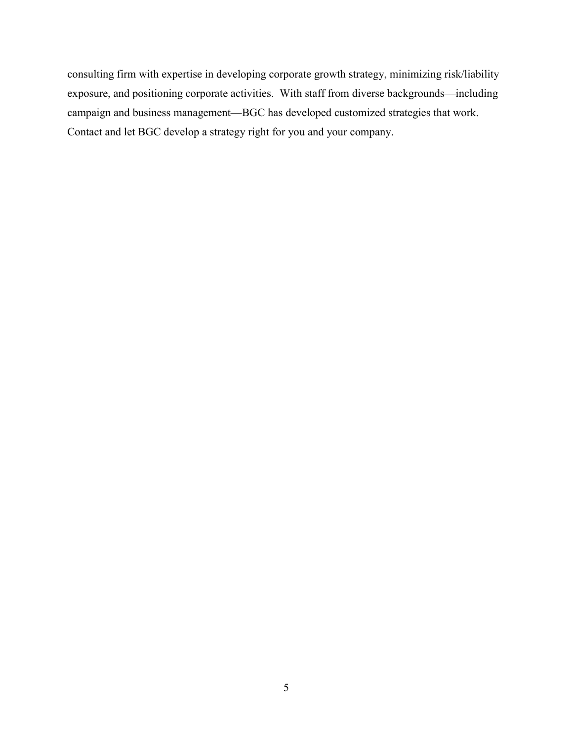consulting firm with expertise in developing corporate growth strategy, minimizing risk/liability exposure, and positioning corporate activities.  With staff from diverse backgrounds—including campaign and business management—BGC has developed customized strategies that work. Contact and let BGC develop a strategy right for you and your company.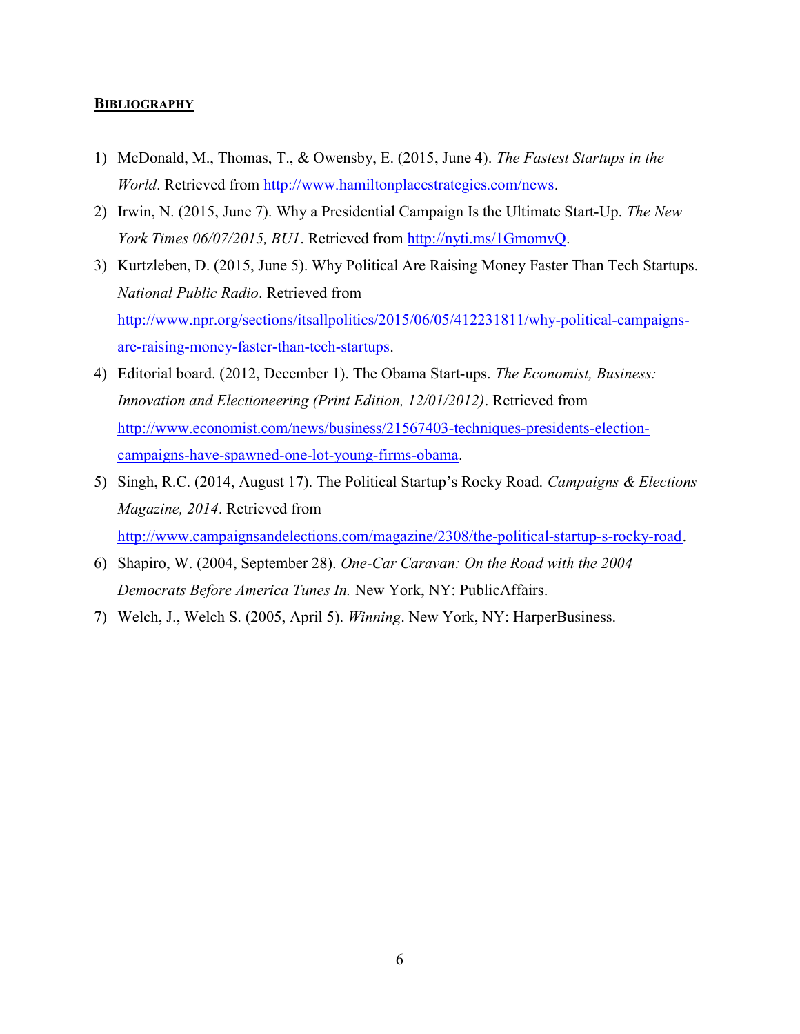## **Bibliography**

1) McDonald, M., Thomas, T., & Owensby, E. (2015, June 4). *The Fastest Startups in the World*. Retrieved from http://www.hamiltonplacestrategies.com/news.
2) Irwin, N. (2015, June 7). Why a Presidential Campaign Is the Ultimate Start-Up. *The New York Times 06/07/2015, BU1*. Retrieved from http://nyti.ms/1GmomvQ.
3) Kurtzleben, D. (2015, June 5). Why Political Are Raising Money Faster Than Tech Startups. *National Public Radio*. Retrieved from http://www.npr.org/sections/itsallpolitics/2015/06/05/412231811/why-political-campaigns-are-raising-money-faster-than-tech-startups.
4) Editorial board. (2012, December 1). The Obama Start-ups. *The Economist, Business: Innovation and Electioneering (Print Edition, 12/01/2012)*. Retrieved from http://www.economist.com/news/business/21567403-techniques-presidents-election-campaigns-have-spawned-one-lot-young-firms-obama.
5) Singh, R.C. (2014, August 17). The Political Startup's Rocky Road. *Campaigns & Elections Magazine, 2014*. Retrieved from http://www.campaignsandelections.com/magazine/2308/the-political-startup-s-rocky-road.
6) Shapiro, W. (2004, September 28). *One-Car Caravan: On the Road with the 2004 Democrats Before America Tunes In.* New York, NY: PublicAffairs.
7) Welch, J., Welch S. (2005, April 5). *Winning*. New York, NY: HarperBusiness.